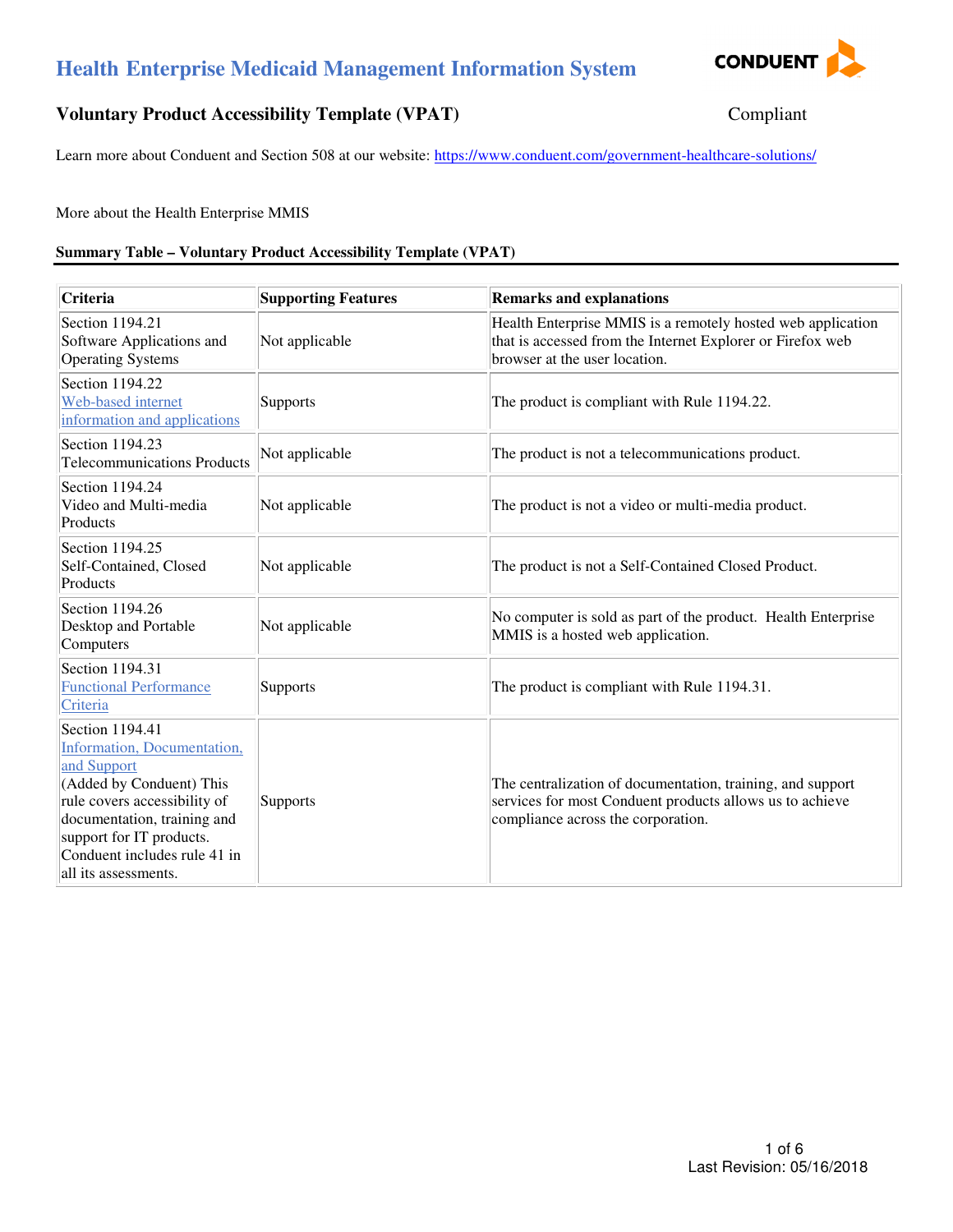# Health Enterprise Medicaid Management Information System

## Voluntary Product Accessibility Template (VPAT)

Compliant

Learn more about Conduent and Section 508 at our website: [https://www.conduent.com/government-healthcare-solutions/](https://www.conduent.com/government-healthcare-solutions/)

More about the Health Enterprise MMIS

**Summary Table – Voluntary Product Accessibility Template (VPAT)**

| Criteria | Supporting Features | Remarks and explanations |
|---|---|---|
| Section 1194.21 Software Applications and Operating Systems | Not applicable | Health Enterprise MMIS is a remotely hosted web application that is accessed from the Internet Explorer or Firefox web browser at the user location. |
| Section 1194.22 Web-based internet information and applications | Supports | The product is compliant with Rule 1194.22. |
| Section 1194.23 Telecommunications Products | Not applicable | The product is not a telecommunications product. |
| Section 1194.24 Video and Multi-media Products | Not applicable | The product is not a video or multi-media product. |
| Section 1194.25 Self-Contained, Closed Products | Not applicable | The product is not a Self-Contained Closed Product. |
| Section 1194.26 Desktop and Portable Computers | Not applicable | No computer is sold as part of the product. Health Enterprise MMIS is a hosted web application. |
| Section 1194.31 Functional Performance Criteria | Supports | The product is compliant with Rule 1194.31. |
| Section 1194.41 Information, Documentation, and Support (Added by Conduent) This rule covers accessibility of documentation, training and support for IT products. Conduent includes rule 41 in all its assessments. | Supports | The centralization of documentation, training, and support services for most Conduent products allows us to achieve compliance across the corporation. |

Last Revision: 05/16/2018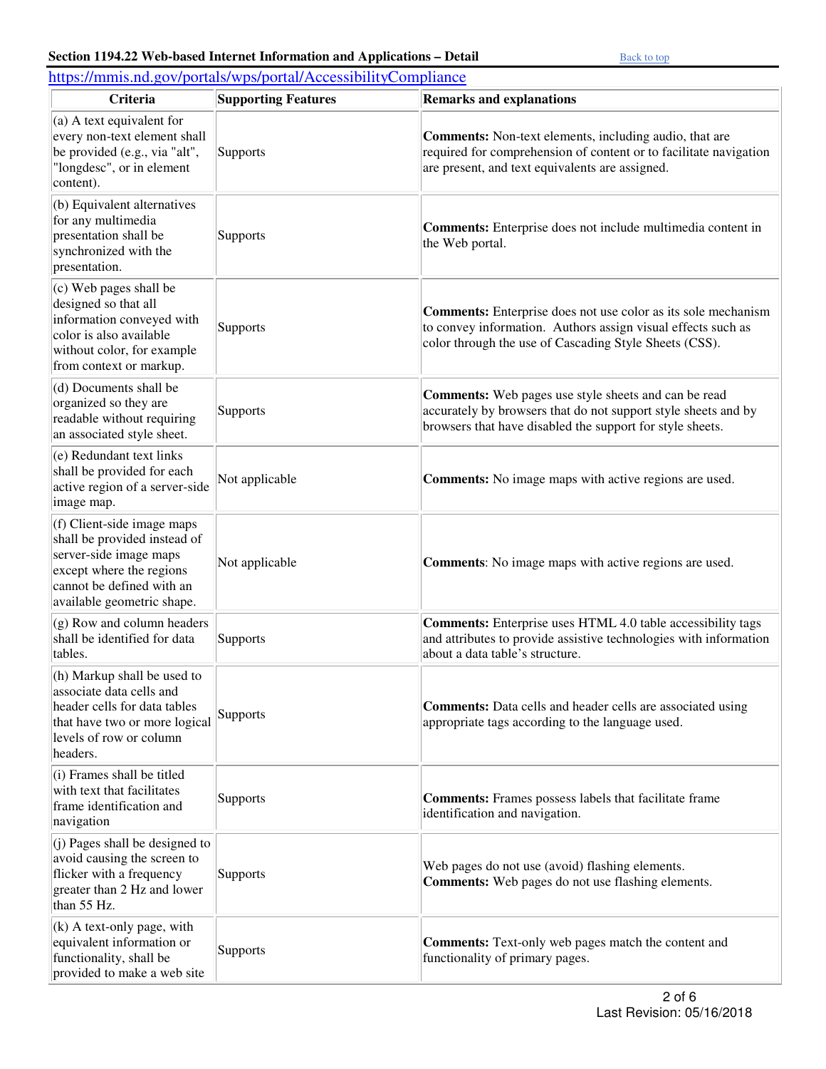### Section 1194.22 Web-based Internet Information and Applications – Detail

Back to top

https://mmis.nd.gov/portals/wps/portal/AccessibilityCompliance

| Criteria | Supporting Features | Remarks and explanations |
|---|---|---|
| (a) A text equivalent for every non-text element shall be provided (e.g., via "alt", "longdesc", or in element content). | Supports | **Comments:** Non-text elements, including audio, that are required for comprehension of content or to facilitate navigation are present, and text equivalents are assigned. |
| (b) Equivalent alternatives for any multimedia presentation shall be synchronized with the presentation. | Supports | **Comments:** Enterprise does not include multimedia content in the Web portal. |
| (c) Web pages shall be designed so that all information conveyed with color is also available without color, for example from context or markup. | Supports | **Comments:** Enterprise does not use color as its sole mechanism to convey information. Authors assign visual effects such as color through the use of Cascading Style Sheets (CSS). |
| (d) Documents shall be organized so they are readable without requiring an associated style sheet. | Supports | **Comments:** Web pages use style sheets and can be read accurately by browsers that do not support style sheets and by browsers that have disabled the support for style sheets. |
| (e) Redundant text links shall be provided for each active region of a server-side image map. | Not applicable | **Comments:** No image maps with active regions are used. |
| (f) Client-side image maps shall be provided instead of server-side image maps except where the regions cannot be defined with an available geometric shape. | Not applicable | **Comments**: No image maps with active regions are used. |
| (g) Row and column headers shall be identified for data tables. | Supports | **Comments:** Enterprise uses HTML 4.0 table accessibility tags and attributes to provide assistive technologies with information about a data table's structure. |
| (h) Markup shall be used to associate data cells and header cells for data tables that have two or more logical levels of row or column headers. | Supports | **Comments:** Data cells and header cells are associated using appropriate tags according to the language used. |
| (i) Frames shall be titled with text that facilitates frame identification and navigation | Supports | **Comments:** Frames possess labels that facilitate frame identification and navigation. |
| (j) Pages shall be designed to avoid causing the screen to flicker with a frequency greater than 2 Hz and lower than 55 Hz. | Supports | Web pages do not use (avoid) flashing elements. **Comments:** Web pages do not use flashing elements. |
| (k) A text-only page, with equivalent information or functionality, shall be provided to make a web site | Supports | **Comments:** Text-only web pages match the content and functionality of primary pages. |

Last Revision: 05/16/2018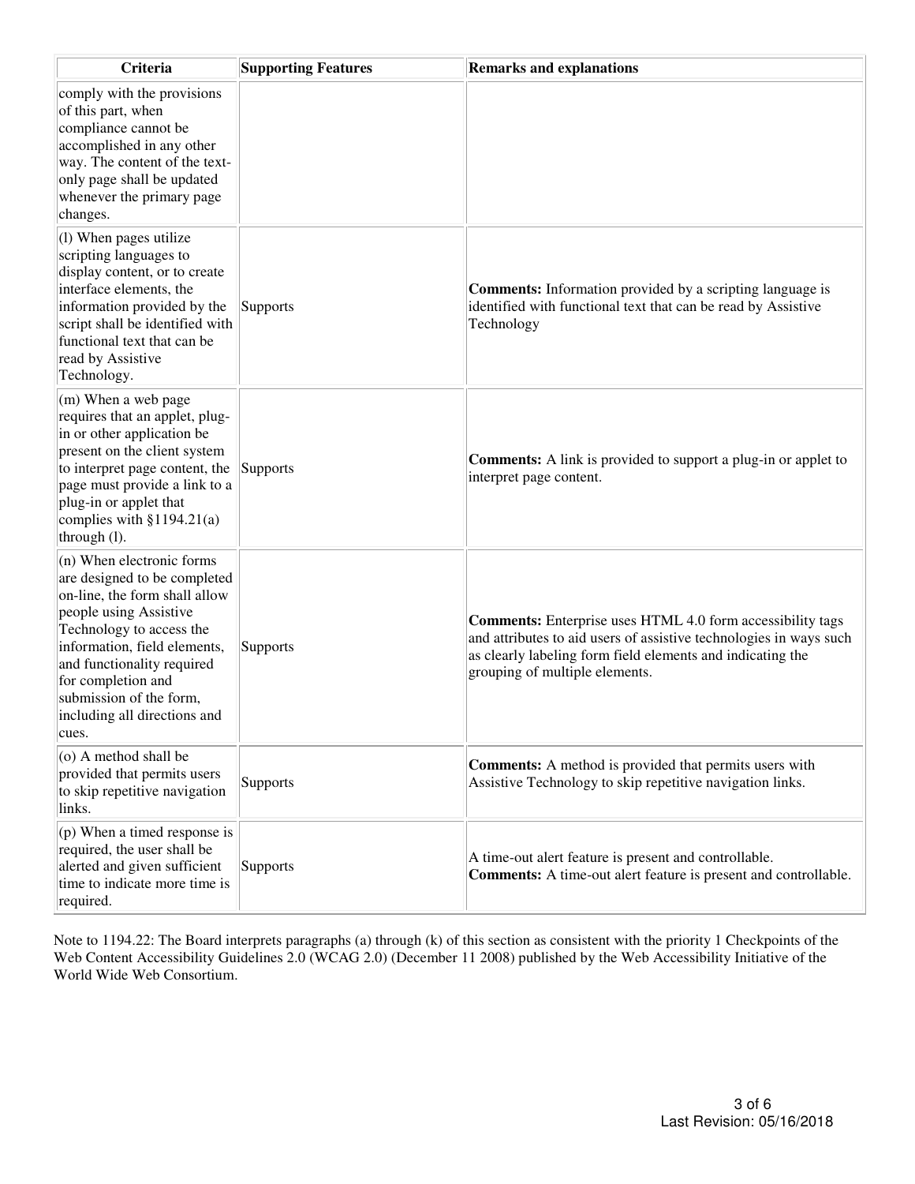| Criteria | Supporting Features | Remarks and explanations |
|---|---|---|
| comply with the provisions of this part, when compliance cannot be accomplished in any other way. The content of the text-only page shall be updated whenever the primary page changes. | | |
| (l) When pages utilize scripting languages to display content, or to create interface elements, the information provided by the script shall be identified with functional text that can be read by Assistive Technology. | Supports | **Comments:** Information provided by a scripting language is identified with functional text that can be read by Assistive Technology |
| (m) When a web page requires that an applet, plug-in or other application be present on the client system to interpret page content, the page must provide a link to a plug-in or applet that complies with §1194.21(a) through (l). | Supports | **Comments:** A link is provided to support a plug-in or applet to interpret page content. |
| (n) When electronic forms are designed to be completed on-line, the form shall allow people using Assistive Technology to access the information, field elements, and functionality required for completion and submission of the form, including all directions and cues. | Supports | **Comments:** Enterprise uses HTML 4.0 form accessibility tags and attributes to aid users of assistive technologies in ways such as clearly labeling form field elements and indicating the grouping of multiple elements. |
| (o) A method shall be provided that permits users to skip repetitive navigation links. | Supports | **Comments:** A method is provided that permits users with Assistive Technology to skip repetitive navigation links. |
| (p) When a timed response is required, the user shall be alerted and given sufficient time to indicate more time is required. | Supports | A time-out alert feature is present and controllable. **Comments:** A time-out alert feature is present and controllable. |

Note to 1194.22: The Board interprets paragraphs (a) through (k) of this section as consistent with the priority 1 Checkpoints of the Web Content Accessibility Guidelines 2.0 (WCAG 2.0) (December 11 2008) published by the Web Accessibility Initiative of the World Wide Web Consortium.

Last Revision: 05/16/2018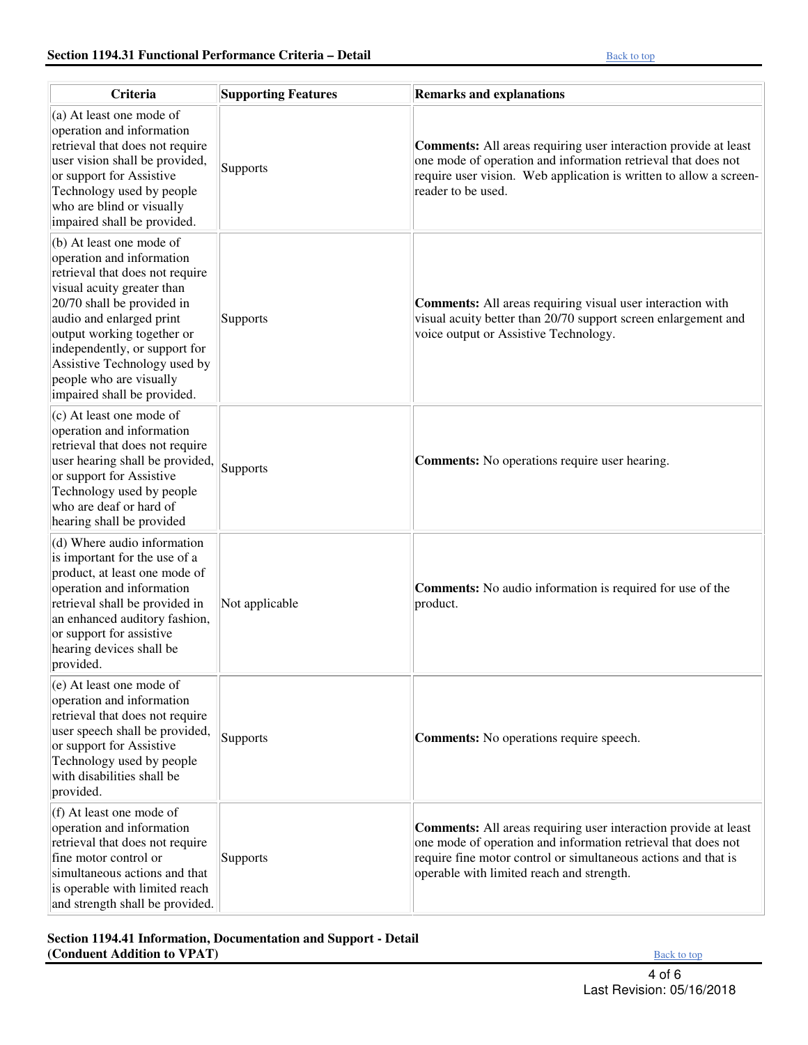## Section 1194.31 Functional Performance Criteria – Detail

Back to top

| Criteria | Supporting Features | Remarks and explanations |
| --- | --- | --- |
| (a) At least one mode of operation and information retrieval that does not require user vision shall be provided, or support for Assistive Technology used by people who are blind or visually impaired shall be provided. | Supports | **Comments:** All areas requiring user interaction provide at least one mode of operation and information retrieval that does not require user vision. Web application is written to allow a screen-reader to be used. |
| (b) At least one mode of operation and information retrieval that does not require visual acuity greater than 20/70 shall be provided in audio and enlarged print output working together or independently, or support for Assistive Technology used by people who are visually impaired shall be provided. | Supports | **Comments:** All areas requiring visual user interaction with visual acuity better than 20/70 support screen enlargement and voice output or Assistive Technology. |
| (c) At least one mode of operation and information retrieval that does not require user hearing shall be provided, or support for Assistive Technology used by people who are deaf or hard of hearing shall be provided | Supports | **Comments:** No operations require user hearing. |
| (d) Where audio information is important for the use of a product, at least one mode of operation and information retrieval shall be provided in an enhanced auditory fashion, or support for assistive hearing devices shall be provided. | Not applicable | **Comments:** No audio information is required for use of the product. |
| (e) At least one mode of operation and information retrieval that does not require user speech shall be provided, or support for Assistive Technology used by people with disabilities shall be provided. | Supports | **Comments:** No operations require speech. |
| (f) At least one mode of operation and information retrieval that does not require fine motor control or simultaneous actions and that is operable with limited reach and strength shall be provided. | Supports | **Comments:** All areas requiring user interaction provide at least one mode of operation and information retrieval that does not require fine motor control or simultaneous actions and that is operable with limited reach and strength. |

## Section 1194.41 Information, Documentation and Support - Detail (Conduent Addition to VPAT)

Back to top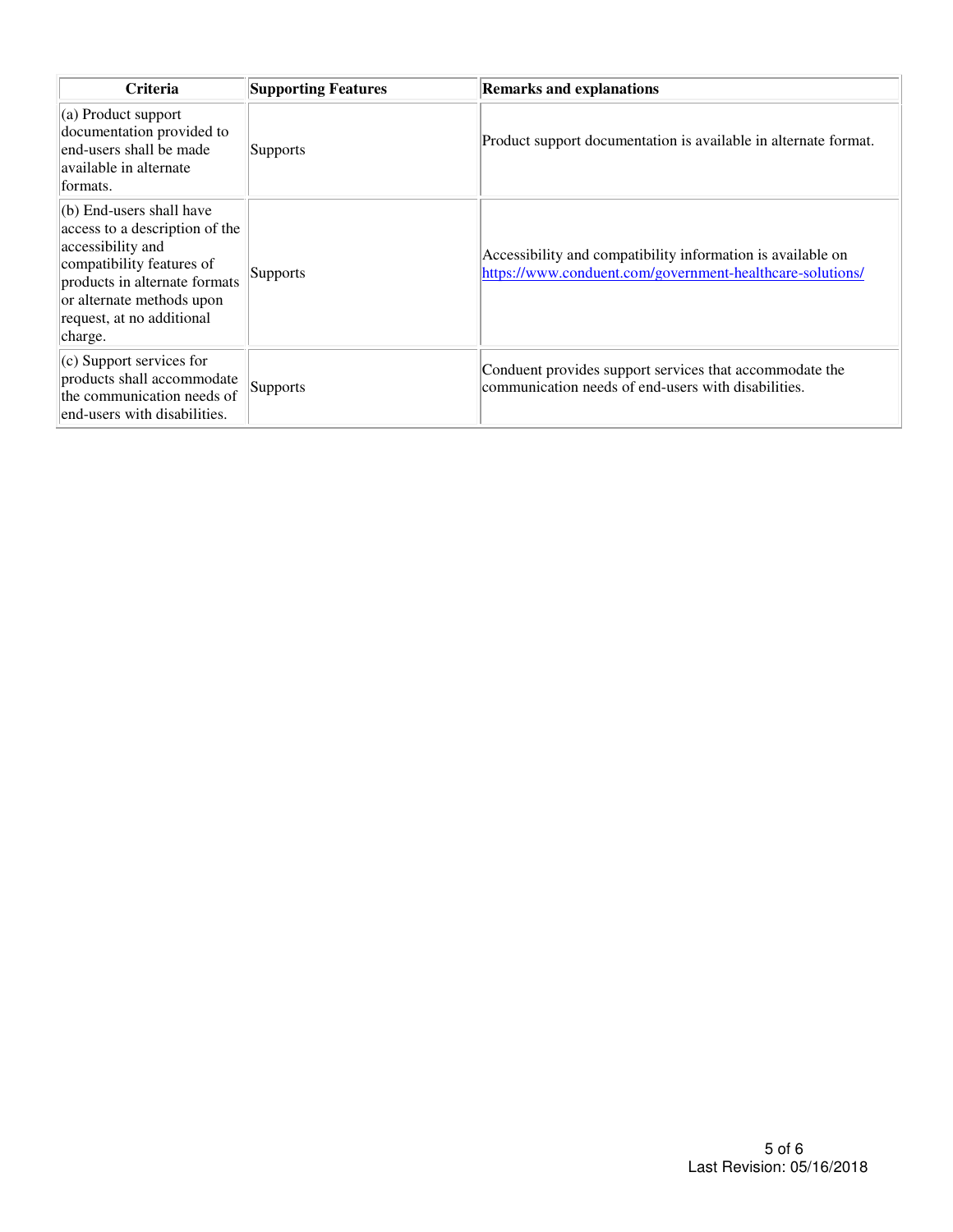| Criteria | Supporting Features | Remarks and explanations |
| --- | --- | --- |
| (a) Product support documentation provided to end-users shall be made available in alternate formats. | Supports | Product support documentation is available in alternate format. |
| (b) End-users shall have access to a description of the accessibility and compatibility features of products in alternate formats or alternate methods upon request, at no additional charge. | Supports | Accessibility and compatibility information is available on [https://www.conduent.com/government-healthcare-solutions/](https://www.conduent.com/government-healthcare-solutions/) |
| (c) Support services for products shall accommodate the communication needs of end-users with disabilities. | Supports | Conduent provides support services that accommodate the communication needs of end-users with disabilities. |

Last Revision: 05/16/2018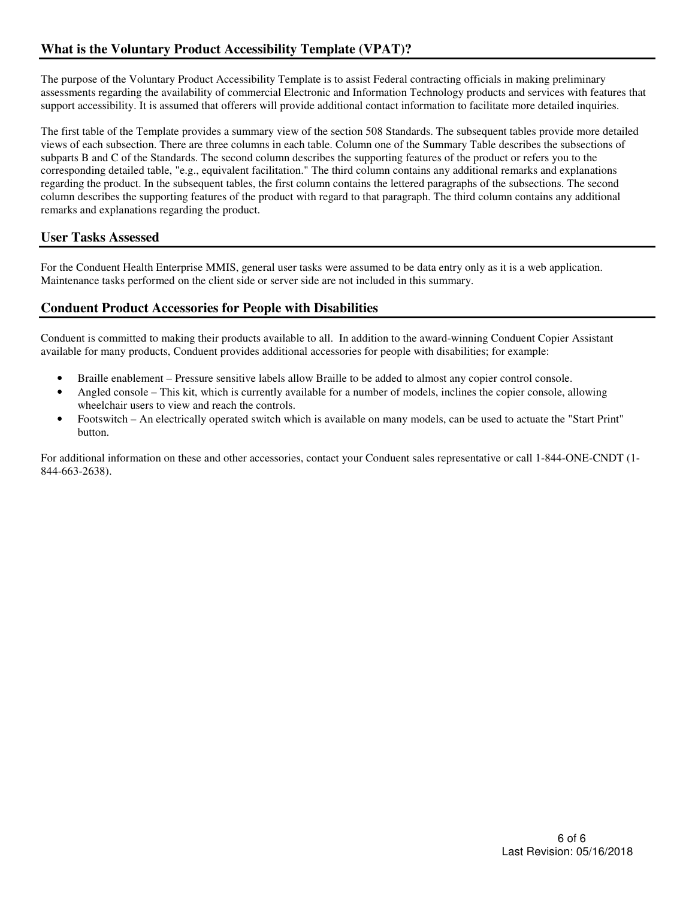## What is the Voluntary Product Accessibility Template (VPAT)?

The purpose of the Voluntary Product Accessibility Template is to assist Federal contracting officials in making preliminary assessments regarding the availability of commercial Electronic and Information Technology products and services with features that support accessibility. It is assumed that offerers will provide additional contact information to facilitate more detailed inquiries.

The first table of the Template provides a summary view of the section 508 Standards. The subsequent tables provide more detailed views of each subsection. There are three columns in each table. Column one of the Summary Table describes the subsections of subparts B and C of the Standards. The second column describes the supporting features of the product or refers you to the corresponding detailed table, "e.g., equivalent facilitation." The third column contains any additional remarks and explanations regarding the product. In the subsequent tables, the first column contains the lettered paragraphs of the subsections. The second column describes the supporting features of the product with regard to that paragraph. The third column contains any additional remarks and explanations regarding the product.

## User Tasks Assessed

For the Conduent Health Enterprise MMIS, general user tasks were assumed to be data entry only as it is a web application. Maintenance tasks performed on the client side or server side are not included in this summary.

## Conduent Product Accessories for People with Disabilities

Conduent is committed to making their products available to all. In addition to the award-winning Conduent Copier Assistant available for many products, Conduent provides additional accessories for people with disabilities; for example:

- Braille enablement – Pressure sensitive labels allow Braille to be added to almost any copier control console.
- Angled console – This kit, which is currently available for a number of models, inclines the copier console, allowing wheelchair users to view and reach the controls.
- Footswitch – An electrically operated switch which is available on many models, can be used to actuate the "Start Print" button.

For additional information on these and other accessories, contact your Conduent sales representative or call 1-844-ONE-CNDT (1-844-663-2638).

Last Revision: 05/16/2018